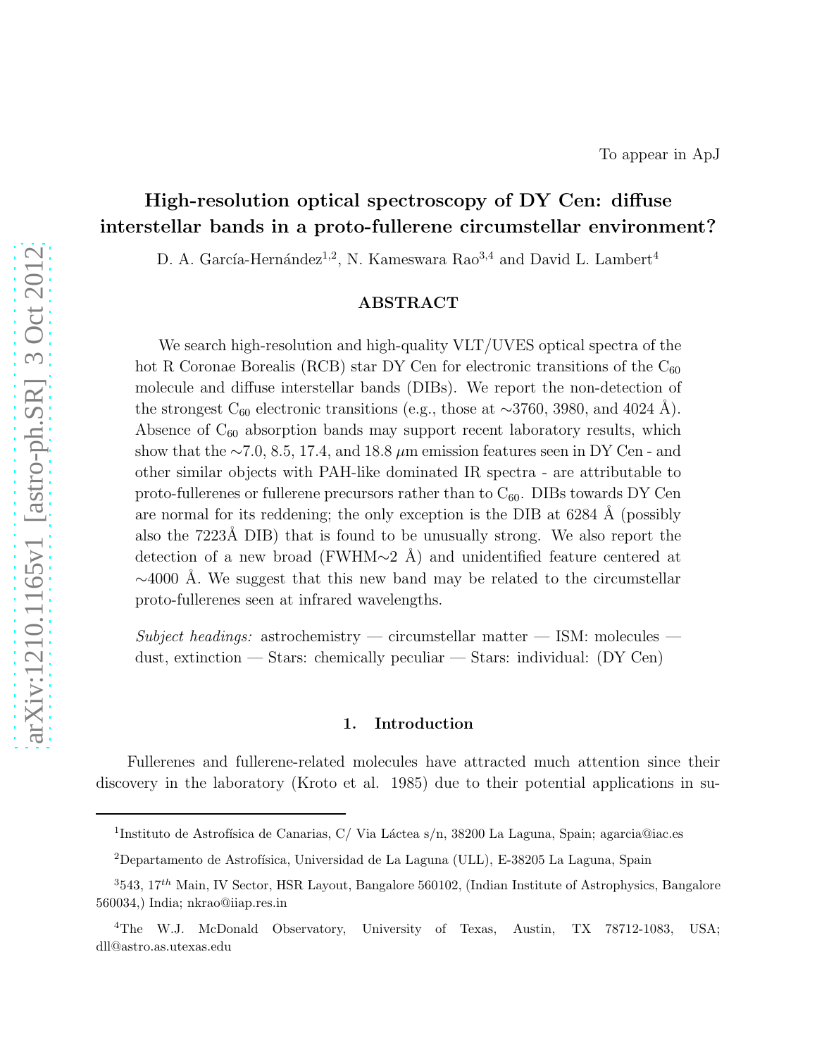To appear in ApJ

# High-resolution optical spectroscopy of DY Cen: diffuse interstellar bands in a proto-fullerene circumstellar environment?

D. A. García-Hernández[1,2], N. Kameswara Rao[3,4] and David L. Lambert[4]

## ABSTRACT

We search high-resolution and high-quality VLT/UVES optical spectra of the hot R Coronae Borealis (RCB) star DY Cen for electronic transitions of the $C_{60}$ molecule and diffuse interstellar bands (DIBs). We report the non-detection of the strongest $C_{60}$ electronic transitions (e.g., those at ∼3760, 3980, and 4024 Å). Absence of $C_{60}$ absorption bands may support recent laboratory results, which show that the ∼7.0, 8.5, 17.4, and 18.8 $\mu$m emission features seen in DY Cen - and other similar objects with PAH-like dominated IR spectra - are attributable to proto-fullerenes or fullerene precursors rather than to $C_{60}$. DIBs towards DY Cen are normal for its reddening; the only exception is the DIB at 6284 Å (possibly also the 7223Å DIB) that is found to be unusually strong. We also report the detection of a new broad (FWHM∼2 Å) and unidentified feature centered at ∼4000 Å. We suggest that this new band may be related to the circumstellar proto-fullerenes seen at infrared wavelengths.

*Subject headings:* astrochemistry — circumstellar matter — ISM: molecules — dust, extinction — Stars: chemically peculiar — Stars: individual: (DY Cen)

## 1. Introduction

Fullerenes and fullerene-related molecules have attracted much attention since their discovery in the laboratory (Kroto et al. 1985) due to their potential applications in su-

---

[1] Instituto de Astrofísica de Canarias, C/ Via Láctea s/n, 38200 La Laguna, Spain; agarcia@iac.es

[2] Departamento de Astrofísica, Universidad de La Laguna (ULL), E-38205 La Laguna, Spain

[3] 543, $17^{th}$ Main, IV Sector, HSR Layout, Bangalore 560102, (Indian Institute of Astrophysics, Bangalore 560034,) India; nkrao@iiap.res.in

[4] The W.J. McDonald Observatory, University of Texas, Austin, TX 78712-1083, USA; dll@astro.as.utexas.edu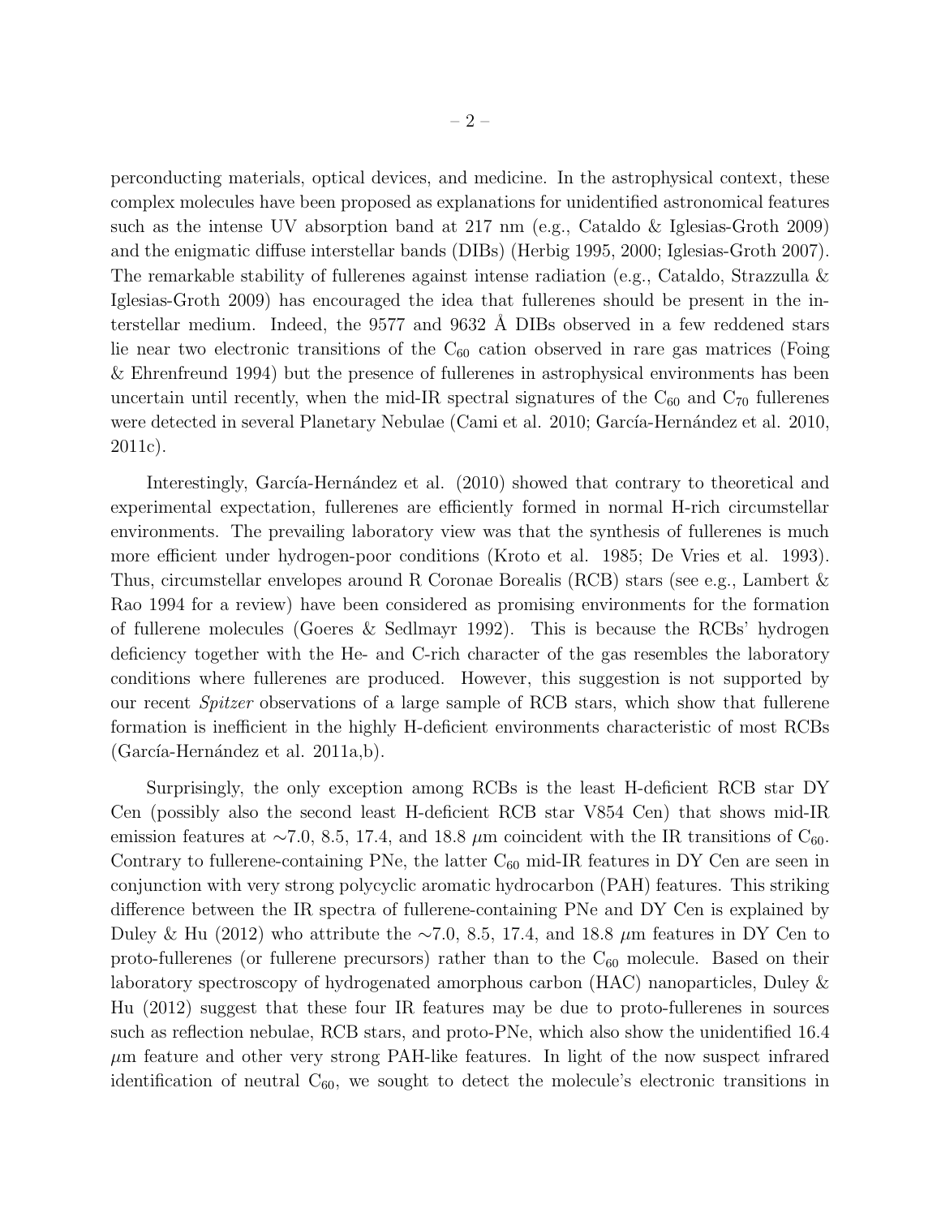perconducting materials, optical devices, and medicine. In the astrophysical context, these complex molecules have been proposed as explanations for unidentified astronomical features such as the intense UV absorption band at 217 nm (e.g., Cataldo & Iglesias-Groth 2009) and the enigmatic diffuse interstellar bands (DIBs) (Herbig 1995, 2000; Iglesias-Groth 2007). The remarkable stability of fullerenes against intense radiation (e.g., Cataldo, Strazzulla & Iglesias-Groth 2009) has encouraged the idea that fullerenes should be present in the interstellar medium. Indeed, the 9577 and 9632 Å DIBs observed in a few reddened stars lie near two electronic transitions of the $C_{60}$ cation observed in rare gas matrices (Foing & Ehrenfreund 1994) but the presence of fullerenes in astrophysical environments has been uncertain until recently, when the mid-IR spectral signatures of the $C_{60}$ and $C_{70}$ fullerenes were detected in several Planetary Nebulae (Cami et al. 2010; García-Hernández et al. 2010, 2011c).

Interestingly, García-Hernández et al. (2010) showed that contrary to theoretical and experimental expectation, fullerenes are efficiently formed in normal H-rich circumstellar environments. The prevailing laboratory view was that the synthesis of fullerenes is much more efficient under hydrogen-poor conditions (Kroto et al. 1985; De Vries et al. 1993). Thus, circumstellar envelopes around R Coronae Borealis (RCB) stars (see e.g., Lambert & Rao 1994 for a review) have been considered as promising environments for the formation of fullerene molecules (Goeres & Sedlmayr 1992). This is because the RCBs' hydrogen deficiency together with the He- and C-rich character of the gas resembles the laboratory conditions where fullerenes are produced. However, this suggestion is not supported by our recent *Spitzer* observations of a large sample of RCB stars, which show that fullerene formation is inefficient in the highly H-deficient environments characteristic of most RCBs (García-Hernández et al. 2011a,b).

Surprisingly, the only exception among RCBs is the least H-deficient RCB star DY Cen (possibly also the second least H-deficient RCB star V854 Cen) that shows mid-IR emission features at ∼7.0, 8.5, 17.4, and 18.8 $\mu$m coincident with the IR transitions of $C_{60}$. Contrary to fullerene-containing PNe, the latter $C_{60}$ mid-IR features in DY Cen are seen in conjunction with very strong polycyclic aromatic hydrocarbon (PAH) features. This striking difference between the IR spectra of fullerene-containing PNe and DY Cen is explained by Duley & Hu (2012) who attribute the ∼7.0, 8.5, 17.4, and 18.8 $\mu$m features in DY Cen to proto-fullerenes (or fullerene precursors) rather than to the $C_{60}$ molecule. Based on their laboratory spectroscopy of hydrogenated amorphous carbon (HAC) nanoparticles, Duley & Hu (2012) suggest that these four IR features may be due to proto-fullerenes in sources such as reflection nebulae, RCB stars, and proto-PNe, which also show the unidentified 16.4 $\mu$m feature and other very strong PAH-like features. In light of the now suspect infrared identification of neutral $C_{60}$, we sought to detect the molecule's electronic transitions in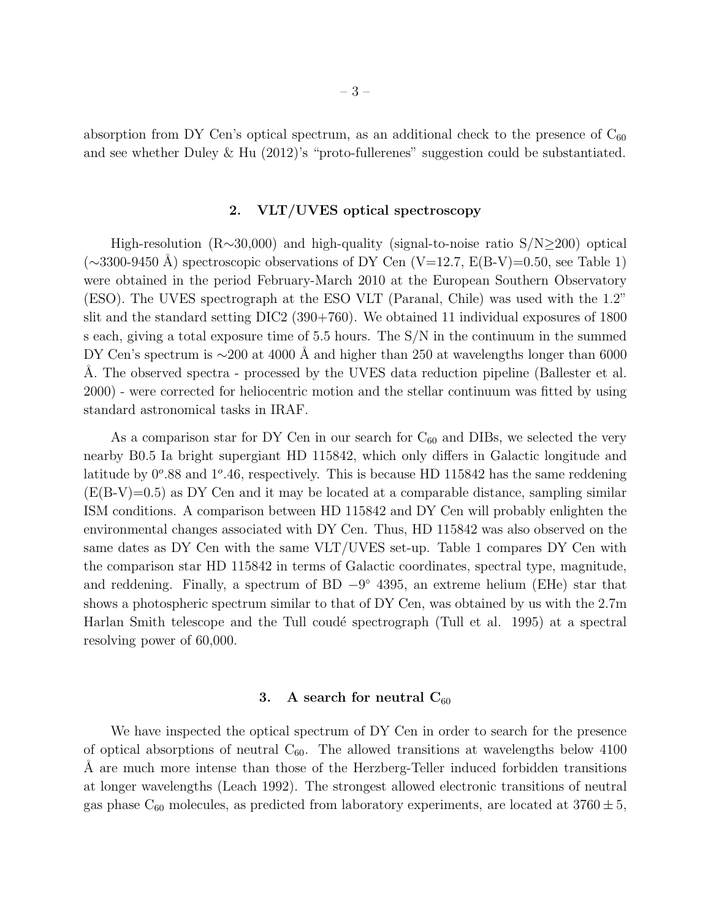absorption from DY Cen's optical spectrum, as an additional check to the presence of $C_{60}$ and see whether Duley & Hu (2012)'s "proto-fullerenes" suggestion could be substantiated.

## 2. VLT/UVES optical spectroscopy

High-resolution (R$\sim$30,000) and high-quality (signal-to-noise ratio S/N$\geq$200) optical ($\sim$3300-9450 Å) spectroscopic observations of DY Cen (V=12.7, E(B-V)=0.50, see Table 1) were obtained in the period February-March 2010 at the European Southern Observatory (ESO). The UVES spectrograph at the ESO VLT (Paranal, Chile) was used with the 1.2" slit and the standard setting DIC2 (390+760). We obtained 11 individual exposures of 1800 s each, giving a total exposure time of 5.5 hours. The S/N in the continuum in the summed DY Cen's spectrum is $\sim$200 at 4000 Å and higher than 250 at wavelengths longer than 6000 Å. The observed spectra - processed by the UVES data reduction pipeline (Ballester et al. 2000) - were corrected for heliocentric motion and the stellar continuum was fitted by using standard astronomical tasks in IRAF.

As a comparison star for DY Cen in our search for $C_{60}$ and DIBs, we selected the very nearby B0.5 Ia bright supergiant HD 115842, which only differs in Galactic longitude and latitude by $0^{o}.88$ and $1^{o}.46$, respectively. This is because HD 115842 has the same reddening (E(B-V)=0.5) as DY Cen and it may be located at a comparable distance, sampling similar ISM conditions. A comparison between HD 115842 and DY Cen will probably enlighten the environmental changes associated with DY Cen. Thus, HD 115842 was also observed on the same dates as DY Cen with the same VLT/UVES set-up. Table 1 compares DY Cen with the comparison star HD 115842 in terms of Galactic coordinates, spectral type, magnitude, and reddening. Finally, a spectrum of BD $-9^{\circ}$ 4395, an extreme helium (EHe) star that shows a photospheric spectrum similar to that of DY Cen, was obtained by us with the 2.7m Harlan Smith telescope and the Tull coudé spectrograph (Tull et al. 1995) at a spectral resolving power of 60,000.

## 3. A search for neutral $C_{60}$

We have inspected the optical spectrum of DY Cen in order to search for the presence of optical absorptions of neutral $C_{60}$. The allowed transitions at wavelengths below 4100 Å are much more intense than those of the Herzberg-Teller induced forbidden transitions at longer wavelengths (Leach 1992). The strongest allowed electronic transitions of neutral gas phase $C_{60}$ molecules, as predicted from laboratory experiments, are located at $3760 \pm 5$,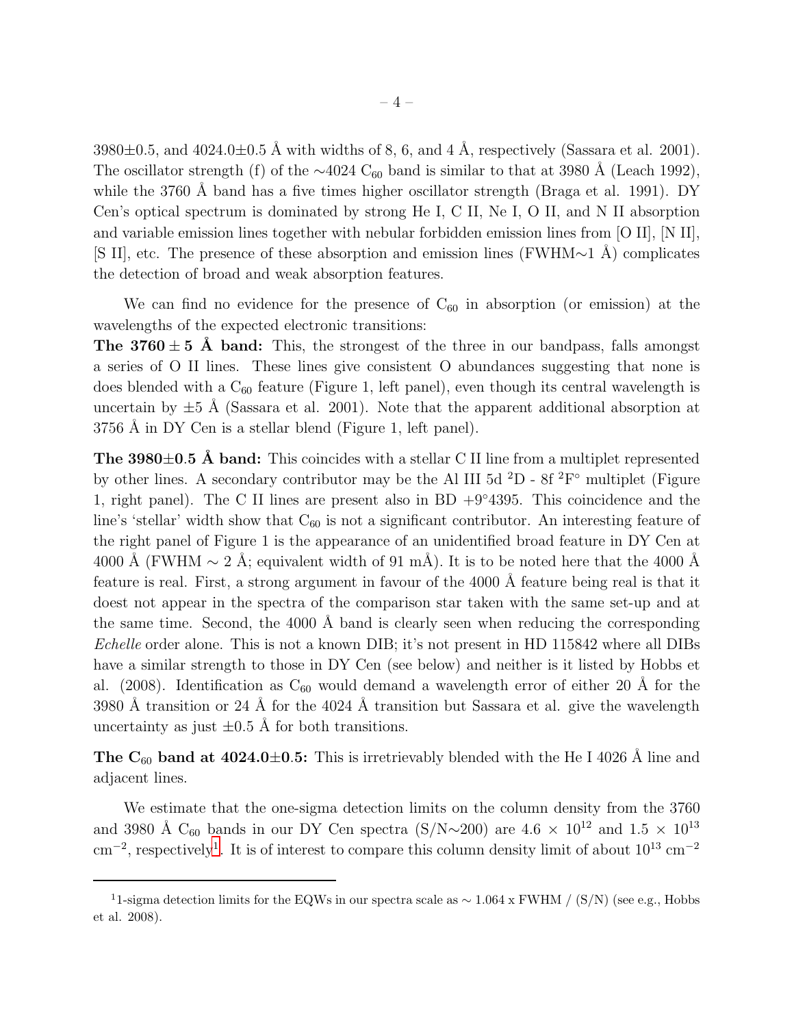3980±0.5, and 4024.0±0.5 Å with widths of 8, 6, and 4 Å, respectively (Sassara et al. 2001). The oscillator strength (f) of the ∼4024 $C_{60}$ band is similar to that at 3980 Å (Leach 1992), while the 3760 Å band has a five times higher oscillator strength (Braga et al. 1991). DY Cen's optical spectrum is dominated by strong He I, C II, Ne I, O II, and N II absorption and variable emission lines together with nebular forbidden emission lines from [O II], [N II], [S II], etc. The presence of these absorption and emission lines (FWHM∼1 Å) complicates the detection of broad and weak absorption features.

We can find no evidence for the presence of $C_{60}$ in absorption (or emission) at the wavelengths of the expected electronic transitions:

**The 3760 ± 5 Å band:** This, the strongest of the three in our bandpass, falls amongst a series of O II lines. These lines give consistent O abundances suggesting that none is does blended with a $C_{60}$ feature (Figure 1, left panel), even though its central wavelength is uncertain by ±5 Å (Sassara et al. 2001). Note that the apparent additional absorption at 3756 Å in DY Cen is a stellar blend (Figure 1, left panel).

**The 3980±0.5 Å band:** This coincides with a stellar C II line from a multiplet represented by other lines. A secondary contributor may be the Al III 5d $^2$D - 8f $^2$F$^\circ$ multiplet (Figure 1, right panel). The C II lines are present also in BD +9°4395. This coincidence and the line's 'stellar' width show that $C_{60}$ is not a significant contributor. An interesting feature of the right panel of Figure 1 is the appearance of an unidentified broad feature in DY Cen at 4000 Å (FWHM ∼ 2 Å; equivalent width of 91 mÅ). It is to be noted here that the 4000 Å feature is real. First, a strong argument in favour of the 4000 Å feature being real is that it doest not appear in the spectra of the comparison star taken with the same set-up and at the same time. Second, the 4000 Å band is clearly seen when reducing the corresponding *Echelle* order alone. This is not a known DIB; it's not present in HD 115842 where all DIBs have a similar strength to those in DY Cen (see below) and neither is it listed by Hobbs et al. (2008). Identification as $C_{60}$ would demand a wavelength error of either 20 Å for the 3980 Å transition or 24 Å for the 4024 Å transition but Sassara et al. give the wavelength uncertainty as just ±0.5 Å for both transitions.

**The $C_{60}$ band at 4024.0±0.5:** This is irretrievably blended with the He I 4026 Å line and adjacent lines.

We estimate that the one-sigma detection limits on the column density from the 3760 and 3980 Å $C_{60}$ bands in our DY Cen spectra (S/N∼200) are $4.6 \times 10^{12}$ and $1.5 \times 10^{13}$ cm$^{-2}$, respectively[1]. It is of interest to compare this column density limit of about $10^{13}$ cm$^{-2}$

[1] 1-sigma detection limits for the EQWs in our spectra scale as ∼ 1.064 x FWHM / (S/N) (see e.g., Hobbs et al. 2008).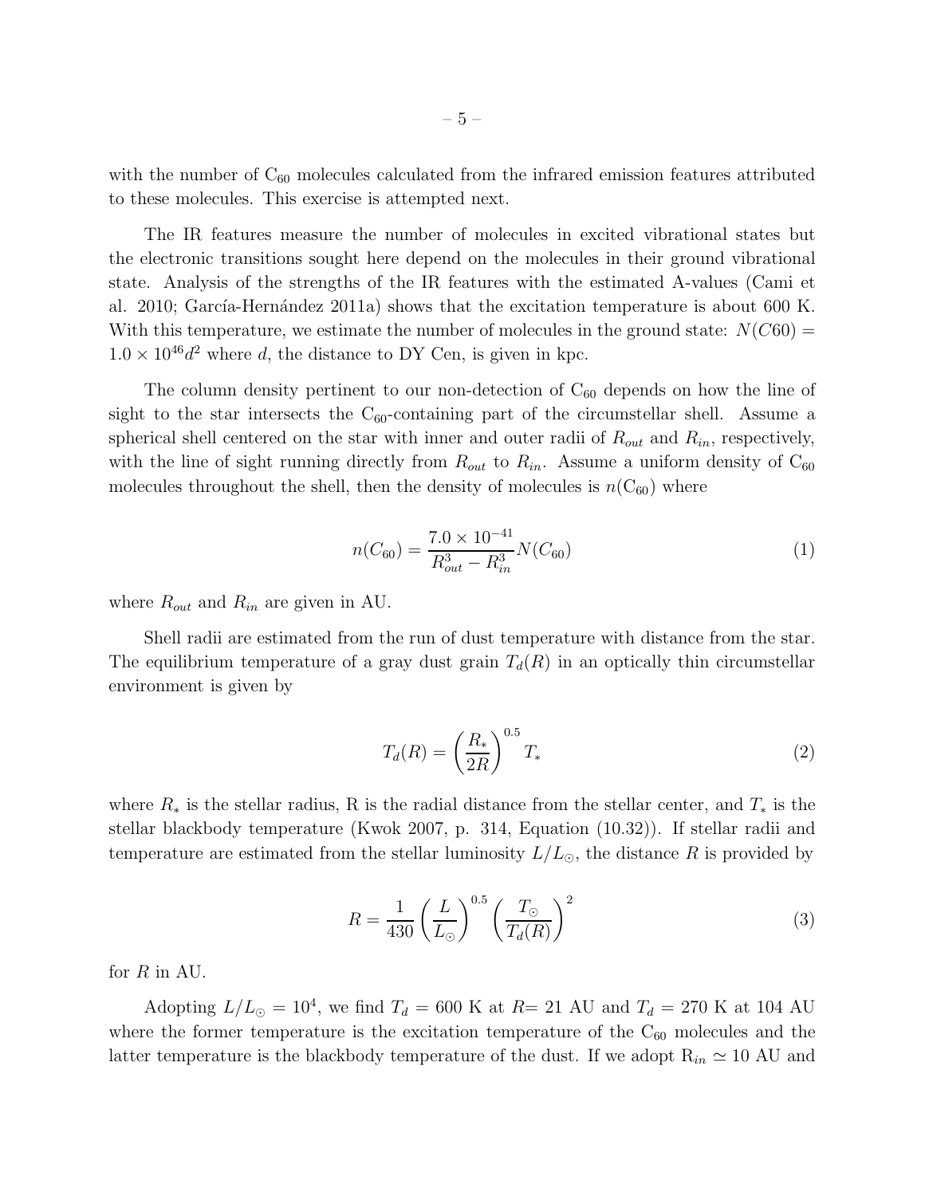with the number of $C_{60}$ molecules calculated from the infrared emission features attributed to these molecules. This exercise is attempted next.

The IR features measure the number of molecules in excited vibrational states but the electronic transitions sought here depend on the molecules in their ground vibrational state. Analysis of the strengths of the IR features with the estimated A-values (Cami et al. 2010; García-Hernández 2011a) shows that the excitation temperature is about 600 K. With this temperature, we estimate the number of molecules in the ground state: $N(C60) = 1.0 \times 10^{46} d^2$ where $d$, the distance to DY Cen, is given in kpc.

The column density pertinent to our non-detection of $C_{60}$ depends on how the line of sight to the star intersects the $C_{60}$-containing part of the circumstellar shell. Assume a spherical shell centered on the star with inner and outer radii of $R_{out}$ and $R_{in}$, respectively, with the line of sight running directly from $R_{out}$ to $R_{in}$. Assume a uniform density of $C_{60}$ molecules throughout the shell, then the density of molecules is $n(C_{60})$ where

$$n(C_{60}) = \frac{7.0 \times 10^{-41}}{R_{out}^3 - R_{in}^3} N(C_{60}) \tag{1}$$

where $R_{out}$ and $R_{in}$ are given in AU.

Shell radii are estimated from the run of dust temperature with distance from the star. The equilibrium temperature of a gray dust grain $T_d(R)$ in an optically thin circumstellar environment is given by

$$T_d(R) = \left(\frac{R_*}{2R}\right)^{0.5} T_* \tag{2}$$

where $R_*$ is the stellar radius, R is the radial distance from the stellar center, and $T_*$ is the stellar blackbody temperature (Kwok 2007, p. 314, Equation (10.32)). If stellar radii and temperature are estimated from the stellar luminosity $L/L_\odot$, the distance $R$ is provided by

$$R = \frac{1}{430} \left(\frac{L}{L_\odot}\right)^{0.5} \left(\frac{T_\odot}{T_d(R)}\right)^2 \tag{3}$$

for $R$ in AU.

Adopting $L/L_\odot = 10^4$, we find $T_d = 600$ K at $R = 21$ AU and $T_d = 270$ K at 104 AU where the former temperature is the excitation temperature of the $C_{60}$ molecules and the latter temperature is the blackbody temperature of the dust. If we adopt $R_{in} \simeq 10$ AU and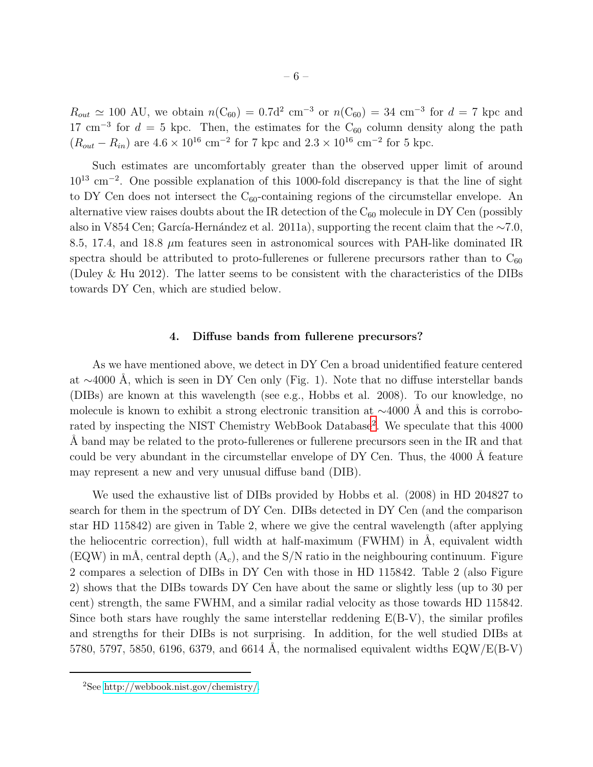$R_{out} \simeq 100$ AU, we obtain $n(C_{60}) = 0.7d^2$ cm$^{-3}$ or $n(C_{60}) = 34$ cm$^{-3}$ for $d = 7$ kpc and 17 cm$^{-3}$ for $d = 5$ kpc. Then, the estimates for the $C_{60}$ column density along the path ($R_{out} - R_{in}$) are $4.6 \times 10^{16}$ cm$^{-2}$ for 7 kpc and $2.3 \times 10^{16}$ cm$^{-2}$ for 5 kpc.

Such estimates are uncomfortably greater than the observed upper limit of around $10^{13}$ cm$^{-2}$. One possible explanation of this 1000-fold discrepancy is that the line of sight to DY Cen does not intersect the $C_{60}$-containing regions of the circumstellar envelope. An alternative view raises doubts about the IR detection of the $C_{60}$ molecule in DY Cen (possibly also in V854 Cen; García-Hernández et al. 2011a), supporting the recent claim that the ∼7.0, 8.5, 17.4, and 18.8 $\mu$m features seen in astronomical sources with PAH-like dominated IR spectra should be attributed to proto-fullerenes or fullerene precursors rather than to $C_{60}$ (Duley & Hu 2012). The latter seems to be consistent with the characteristics of the DIBs towards DY Cen, which are studied below.

## 4. Diffuse bands from fullerene precursors?

As we have mentioned above, we detect in DY Cen a broad unidentified feature centered at ∼4000 Å, which is seen in DY Cen only (Fig. 1). Note that no diffuse interstellar bands (DIBs) are known at this wavelength (see e.g., Hobbs et al. 2008). To our knowledge, no molecule is known to exhibit a strong electronic transition at ∼4000 Å and this is corroborated by inspecting the NIST Chemistry WebBook Database[2]. We speculate that this 4000 Å band may be related to the proto-fullerenes or fullerene precursors seen in the IR and that could be very abundant in the circumstellar envelope of DY Cen. Thus, the 4000 Å feature may represent a new and very unusual diffuse band (DIB).

We used the exhaustive list of DIBs provided by Hobbs et al. (2008) in HD 204827 to search for them in the spectrum of DY Cen. DIBs detected in DY Cen (and the comparison star HD 115842) are given in Table 2, where we give the central wavelength (after applying the heliocentric correction), full width at half-maximum (FWHM) in Å, equivalent width (EQW) in mÅ, central depth ($A_c$), and the S/N ratio in the neighbouring continuum. Figure 2 compares a selection of DIBs in DY Cen with those in HD 115842. Table 2 (also Figure 2) shows that the DIBs towards DY Cen have about the same or slightly less (up to 30 per cent) strength, the same FWHM, and a similar radial velocity as those towards HD 115842. Since both stars have roughly the same interstellar reddening E(B-V), the similar profiles and strengths for their DIBs is not surprising. In addition, for the well studied DIBs at 5780, 5797, 5850, 6196, 6379, and 6614 Å, the normalised equivalent widths EQW/E(B-V)

[2]See http://webbook.nist.gov/chemistry/.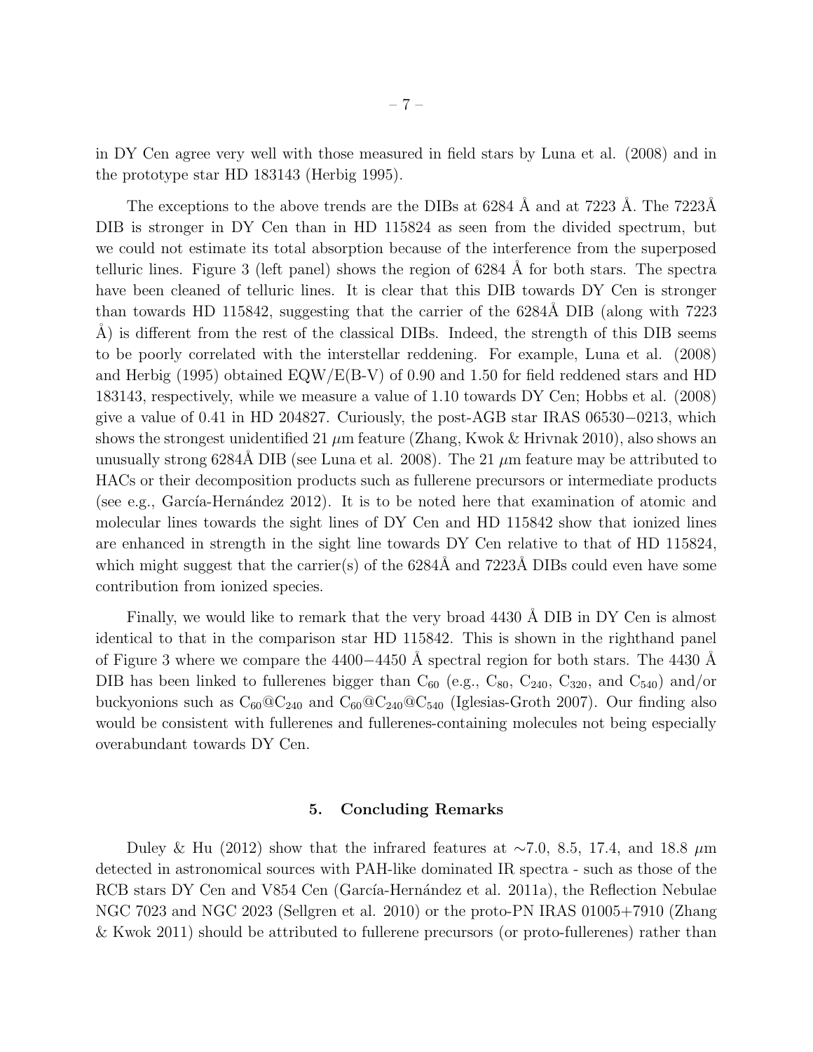in DY Cen agree very well with those measured in field stars by Luna et al. (2008) and in the prototype star HD 183143 (Herbig 1995).

The exceptions to the above trends are the DIBs at 6284 Å and at 7223 Å. The 7223Å DIB is stronger in DY Cen than in HD 115824 as seen from the divided spectrum, but we could not estimate its total absorption because of the interference from the superposed telluric lines. Figure 3 (left panel) shows the region of 6284 Å for both stars. The spectra have been cleaned of telluric lines. It is clear that this DIB towards DY Cen is stronger than towards HD 115842, suggesting that the carrier of the 6284Å DIB (along with 7223 Å) is different from the rest of the classical DIBs. Indeed, the strength of this DIB seems to be poorly correlated with the interstellar reddening. For example, Luna et al. (2008) and Herbig (1995) obtained EQW/E(B-V) of 0.90 and 1.50 for field reddened stars and HD 183143, respectively, while we measure a value of 1.10 towards DY Cen; Hobbs et al. (2008) give a value of 0.41 in HD 204827. Curiously, the post-AGB star IRAS 06530−0213, which shows the strongest unidentified 21 $\mu$m feature (Zhang, Kwok & Hrivnak 2010), also shows an unusually strong 6284Å DIB (see Luna et al. 2008). The 21 $\mu$m feature may be attributed to HACs or their decomposition products such as fullerene precursors or intermediate products (see e.g., García-Hernández 2012). It is to be noted here that examination of atomic and molecular lines towards the sight lines of DY Cen and HD 115842 show that ionized lines are enhanced in strength in the sight line towards DY Cen relative to that of HD 115824, which might suggest that the carrier(s) of the 6284Å and 7223Å DIBs could even have some contribution from ionized species.

Finally, we would like to remark that the very broad 4430 Å DIB in DY Cen is almost identical to that in the comparison star HD 115842. This is shown in the righthand panel of Figure 3 where we compare the 4400−4450 Å spectral region for both stars. The 4430 Å DIB has been linked to fullerenes bigger than $C_{60}$ (e.g., $C_{80}$, $C_{240}$, $C_{320}$, and $C_{540}$) and/or buckyonions such as $C_{60}$@$C_{240}$ and $C_{60}$@$C_{240}$@$C_{540}$ (Iglesias-Groth 2007). Our finding also would be consistent with fullerenes and fullerenes-containing molecules not being especially overabundant towards DY Cen.

## 5. Concluding Remarks

Duley & Hu (2012) show that the infrared features at ∼7.0, 8.5, 17.4, and 18.8 $\mu$m detected in astronomical sources with PAH-like dominated IR spectra - such as those of the RCB stars DY Cen and V854 Cen (García-Hernández et al. 2011a), the Reflection Nebulae NGC 7023 and NGC 2023 (Sellgren et al. 2010) or the proto-PN IRAS 01005+7910 (Zhang & Kwok 2011) should be attributed to fullerene precursors (or proto-fullerenes) rather than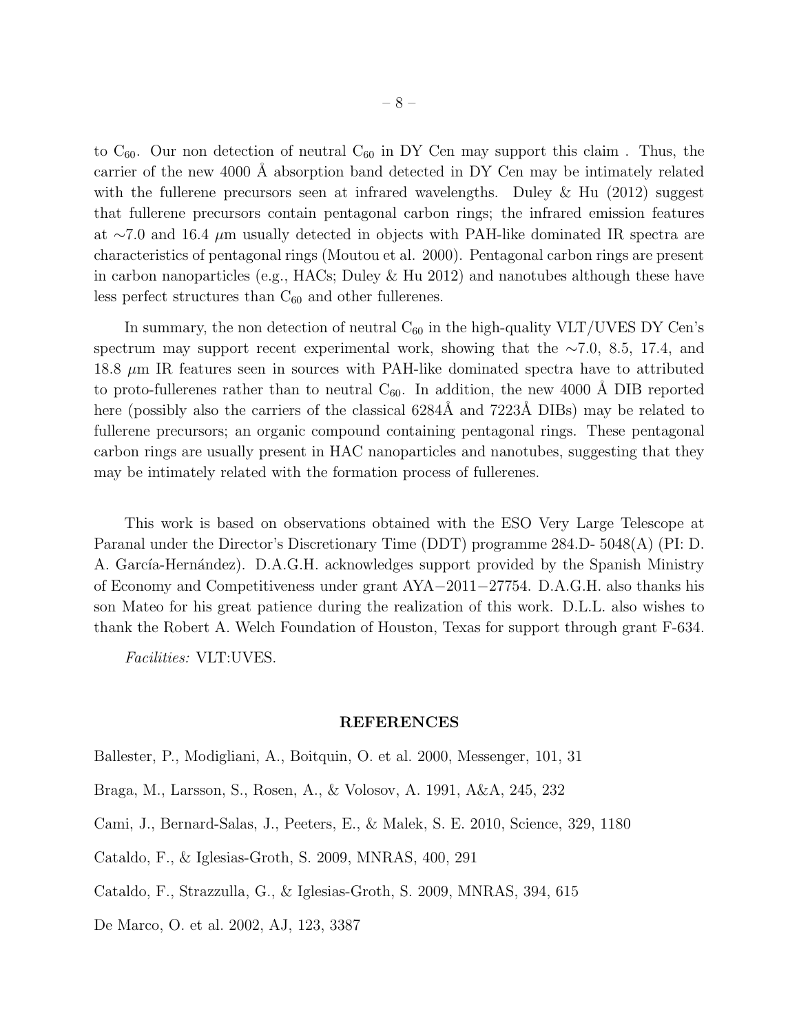to $C_{60}$. Our non detection of neutral $C_{60}$ in DY Cen may support this claim . Thus, the carrier of the new 4000 Å absorption band detected in DY Cen may be intimately related with the fullerene precursors seen at infrared wavelengths. Duley & Hu (2012) suggest that fullerene precursors contain pentagonal carbon rings; the infrared emission features at $\sim$7.0 and 16.4 $\mu$m usually detected in objects with PAH-like dominated IR spectra are characteristics of pentagonal rings (Moutou et al. 2000). Pentagonal carbon rings are present in carbon nanoparticles (e.g., HACs; Duley & Hu 2012) and nanotubes although these have less perfect structures than $C_{60}$ and other fullerenes.

In summary, the non detection of neutral $C_{60}$ in the high-quality VLT/UVES DY Cen's spectrum may support recent experimental work, showing that the $\sim$7.0, 8.5, 17.4, and 18.8 $\mu$m IR features seen in sources with PAH-like dominated spectra have to attributed to proto-fullerenes rather than to neutral $C_{60}$. In addition, the new 4000 Å DIB reported here (possibly also the carriers of the classical 6284Å and 7223Å DIBs) may be related to fullerene precursors; an organic compound containing pentagonal rings. These pentagonal carbon rings are usually present in HAC nanoparticles and nanotubes, suggesting that they may be intimately related with the formation process of fullerenes.

This work is based on observations obtained with the ESO Very Large Telescope at Paranal under the Director's Discretionary Time (DDT) programme 284.D- 5048(A) (PI: D. A. García-Hernández). D.A.G.H. acknowledges support provided by the Spanish Ministry of Economy and Competitiveness under grant AYA−2011−27754. D.A.G.H. also thanks his son Mateo for his great patience during the realization of this work. D.L.L. also wishes to thank the Robert A. Welch Foundation of Houston, Texas for support through grant F-634.

*Facilities:* VLT:UVES.

## REFERENCES

Ballester, P., Modigliani, A., Boitquin, O. et al. 2000, Messenger, 101, 31

Braga, M., Larsson, S., Rosen, A., & Volosov, A. 1991, A&A, 245, 232

Cami, J., Bernard-Salas, J., Peeters, E., & Malek, S. E. 2010, Science, 329, 1180

Cataldo, F., & Iglesias-Groth, S. 2009, MNRAS, 400, 291

Cataldo, F., Strazzulla, G., & Iglesias-Groth, S. 2009, MNRAS, 394, 615

De Marco, O. et al. 2002, AJ, 123, 3387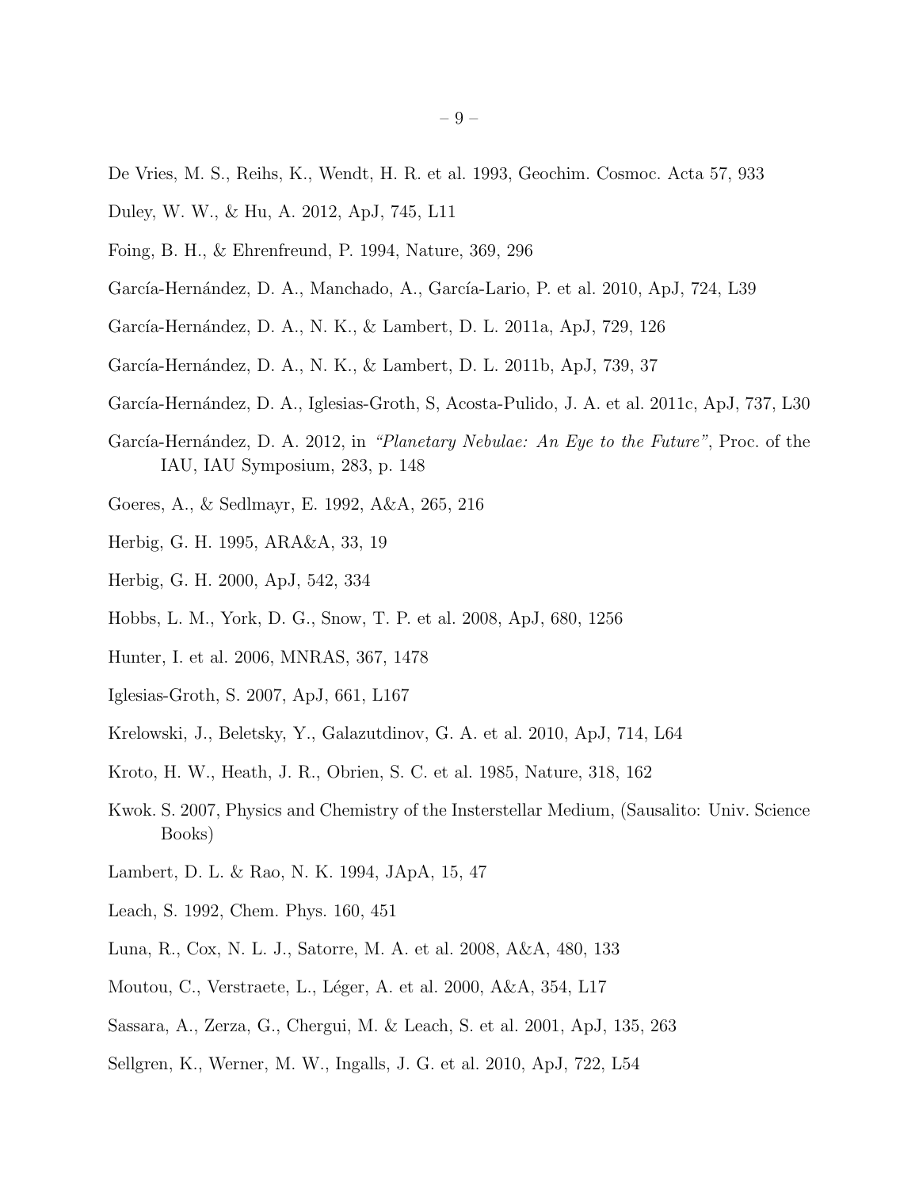De Vries, M. S., Reihs, K., Wendt, H. R. et al. 1993, Geochim. Cosmoc. Acta 57, 933

Duley, W. W., & Hu, A. 2012, ApJ, 745, L11

Foing, B. H., & Ehrenfreund, P. 1994, Nature, 369, 296

García-Hernández, D. A., Manchado, A., García-Lario, P. et al. 2010, ApJ, 724, L39

García-Hernández, D. A., N. K., & Lambert, D. L. 2011a, ApJ, 729, 126

García-Hernández, D. A., N. K., & Lambert, D. L. 2011b, ApJ, 739, 37

García-Hernández, D. A., Iglesias-Groth, S, Acosta-Pulido, J. A. et al. 2011c, ApJ, 737, L30

García-Hernández, D. A. 2012, in *"Planetary Nebulae: An Eye to the Future"*, Proc. of the IAU, IAU Symposium, 283, p. 148

Goeres, A., & Sedlmayr, E. 1992, A&A, 265, 216

Herbig, G. H. 1995, ARA&A, 33, 19

Herbig, G. H. 2000, ApJ, 542, 334

Hobbs, L. M., York, D. G., Snow, T. P. et al. 2008, ApJ, 680, 1256

Hunter, I. et al. 2006, MNRAS, 367, 1478

Iglesias-Groth, S. 2007, ApJ, 661, L167

Krelowski, J., Beletsky, Y., Galazutdinov, G. A. et al. 2010, ApJ, 714, L64

Kroto, H. W., Heath, J. R., Obrien, S. C. et al. 1985, Nature, 318, 162

Kwok. S. 2007, Physics and Chemistry of the Insterstellar Medium, (Sausalito: Univ. Science Books)

Lambert, D. L. & Rao, N. K. 1994, JApA, 15, 47

Leach, S. 1992, Chem. Phys. 160, 451

Luna, R., Cox, N. L. J., Satorre, M. A. et al. 2008, A&A, 480, 133

Moutou, C., Verstraete, L., Léger, A. et al. 2000, A&A, 354, L17

Sassara, A., Zerza, G., Chergui, M. & Leach, S. et al. 2001, ApJ, 135, 263

Sellgren, K., Werner, M. W., Ingalls, J. G. et al. 2010, ApJ, 722, L54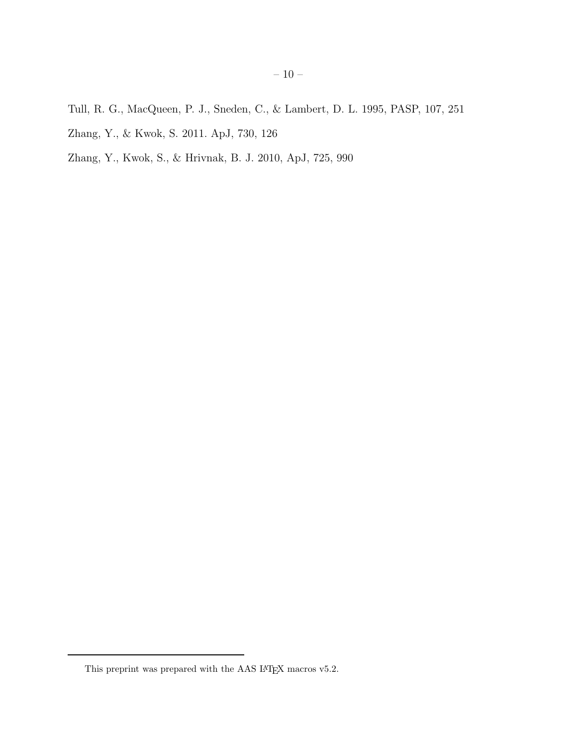Tull, R. G., MacQueen, P. J., Sneden, C., & Lambert, D. L. 1995, PASP, 107, 251

Zhang, Y., & Kwok, S. 2011. ApJ, 730, 126

Zhang, Y., Kwok, S., & Hrivnak, B. J. 2010, ApJ, 725, 990

---

This preprint was prepared with the AAS LATEX macros v5.2.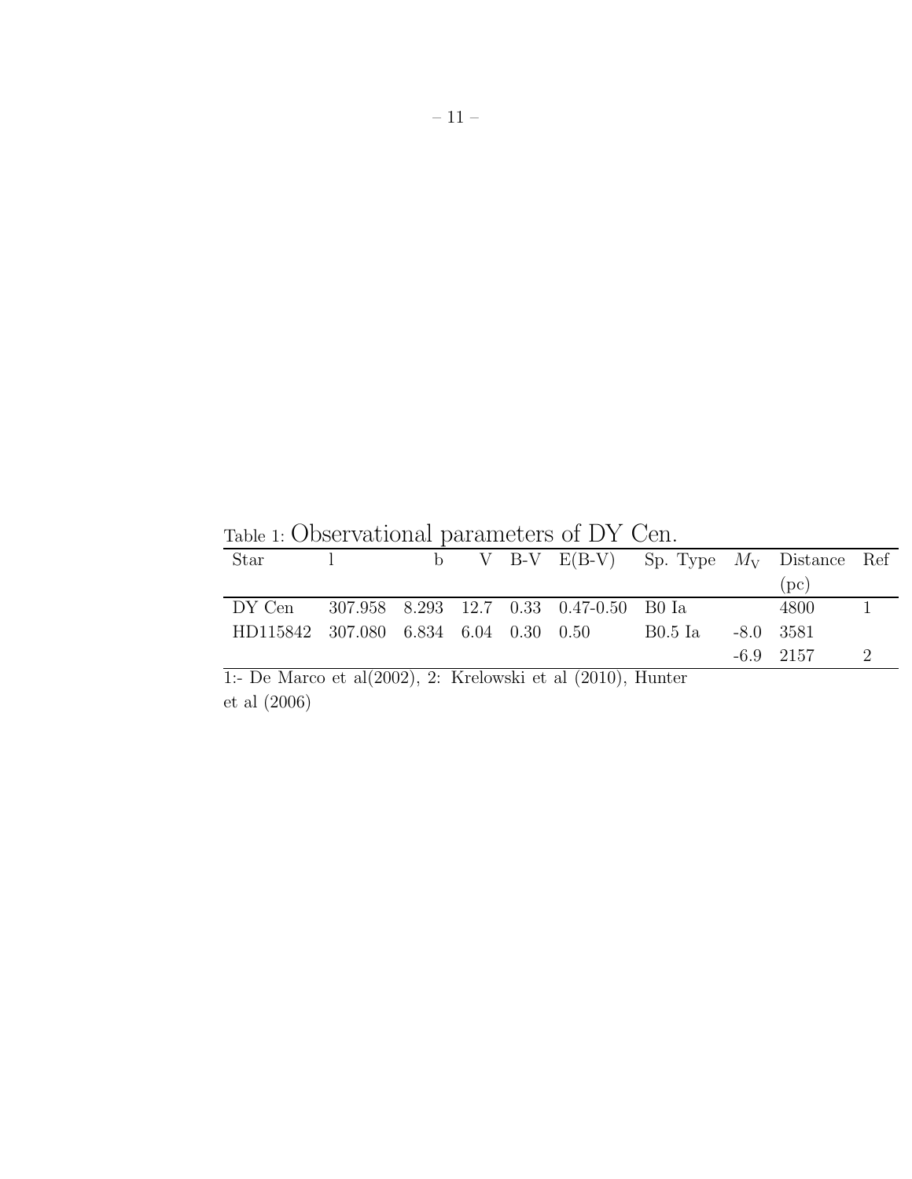Table 1: Observational parameters of DY Cen.

| Star | l | b | V | B-V | E(B-V) | Sp. Type | $M_V$ | Distance (pc) | Ref |
|---|---|---|---|---|---|---|---|---|---|
| DY Cen | 307.958 | 8.293 | 12.7 | 0.33 | 0.47-0.50 | B0 Ia | | 4800 | 1 |
| HD115842 | 307.080 | 6.834 | 6.04 | 0.30 | 0.50 | B0.5 Ia | -8.0 | 3581 | |
| | | | | | | | -6.9 | 2157 | 2 |

1:- De Marco et al(2002), 2: Krelowski et al (2010), Hunter et al (2006)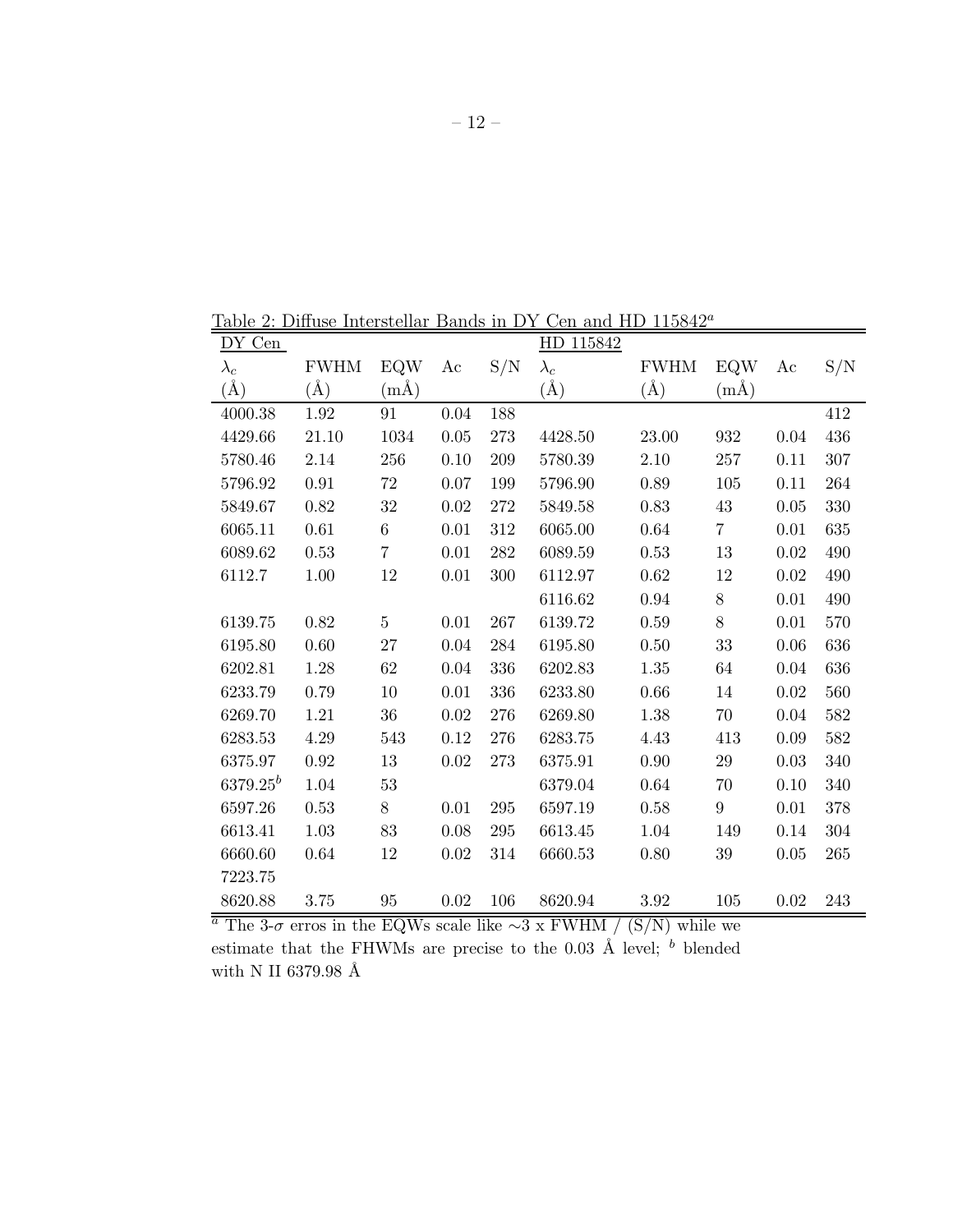Table 2: Diffuse Interstellar Bands in DY Cen and HD 115842[a]

| DY Cen | | | | | HD 115842 | | | | |
|---|---|---|---|---|---|---|---|---|---|
| $\lambda_c$ | FWHM | EQW | Ac | S/N | $\lambda_c$ | FWHM | EQW | Ac | S/N |
| (Å) | (Å) | (mÅ) | | | (Å) | (Å) | (mÅ) | | |
| 4000.38 | 1.92 | 91 | 0.04 | 188 | | | | | 412 |
| 4429.66 | 21.10 | 1034 | 0.05 | 273 | 4428.50 | 23.00 | 932 | 0.04 | 436 |
| 5780.46 | 2.14 | 256 | 0.10 | 209 | 5780.39 | 2.10 | 257 | 0.11 | 307 |
| 5796.92 | 0.91 | 72 | 0.07 | 199 | 5796.90 | 0.89 | 105 | 0.11 | 264 |
| 5849.67 | 0.82 | 32 | 0.02 | 272 | 5849.58 | 0.83 | 43 | 0.05 | 330 |
| 6065.11 | 0.61 | 6 | 0.01 | 312 | 6065.00 | 0.64 | 7 | 0.01 | 635 |
| 6089.62 | 0.53 | 7 | 0.01 | 282 | 6089.59 | 0.53 | 13 | 0.02 | 490 |
| 6112.7 | 1.00 | 12 | 0.01 | 300 | 6112.97 | 0.62 | 12 | 0.02 | 490 |
| | | | | | 6116.62 | 0.94 | 8 | 0.01 | 490 |
| 6139.75 | 0.82 | 5 | 0.01 | 267 | 6139.72 | 0.59 | 8 | 0.01 | 570 |
| 6195.80 | 0.60 | 27 | 0.04 | 284 | 6195.80 | 0.50 | 33 | 0.06 | 636 |
| 6202.81 | 1.28 | 62 | 0.04 | 336 | 6202.83 | 1.35 | 64 | 0.04 | 636 |
| 6233.79 | 0.79 | 10 | 0.01 | 336 | 6233.80 | 0.66 | 14 | 0.02 | 560 |
| 6269.70 | 1.21 | 36 | 0.02 | 276 | 6269.80 | 1.38 | 70 | 0.04 | 582 |
| 6283.53 | 4.29 | 543 | 0.12 | 276 | 6283.75 | 4.43 | 413 | 0.09 | 582 |
| 6375.97 | 0.92 | 13 | 0.02 | 273 | 6375.91 | 0.90 | 29 | 0.03 | 340 |
| 6379.25[b] | 1.04 | 53 | | | 6379.04 | 0.64 | 70 | 0.10 | 340 |
| 6597.26 | 0.53 | 8 | 0.01 | 295 | 6597.19 | 0.58 | 9 | 0.01 | 378 |
| 6613.41 | 1.03 | 83 | 0.08 | 295 | 6613.45 | 1.04 | 149 | 0.14 | 304 |
| 6660.60 | 0.64 | 12 | 0.02 | 314 | 6660.53 | 0.80 | 39 | 0.05 | 265 |
| 7223.75 | | | | | | | | | |
| 8620.88 | 3.75 | 95 | 0.02 | 106 | 8620.94 | 3.92 | 105 | 0.02 | 243 |

[a] The 3-$\sigma$ erros in the EQWs scale like ~3 x FWHM / (S/N) while we estimate that the FHWMs are precise to the 0.03 Å level; [b] blended with N II 6379.98 Å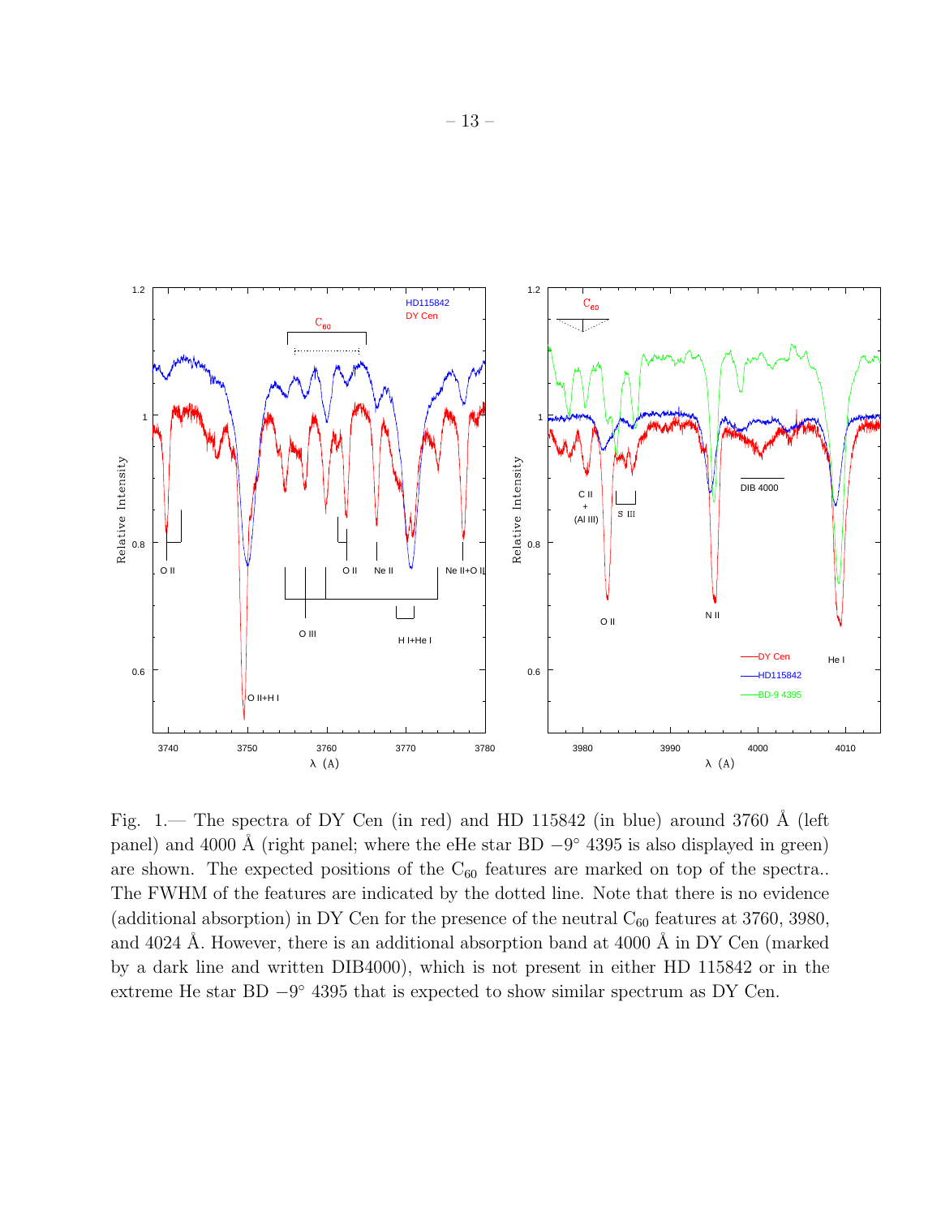Fig. 1.— The spectra of DY Cen (in red) and HD 115842 (in blue) around 3760 Å (left panel) and 4000 Å (right panel; where the eHe star BD $-9°$ 4395 is also displayed in green) are shown. The expected positions of the $C_{60}$ features are marked on top of the spectra.. The FWHM of the features are indicated by the dotted line. Note that there is no evidence (additional absorption) in DY Cen for the presence of the neutral $C_{60}$ features at 3760, 3980, and 4024 Å. However, there is an additional absorption band at 4000 Å in DY Cen (marked by a dark line and written DIB4000), which is not present in either HD 115842 or in the extreme He star BD $-9°$ 4395 that is expected to show similar spectrum as DY Cen.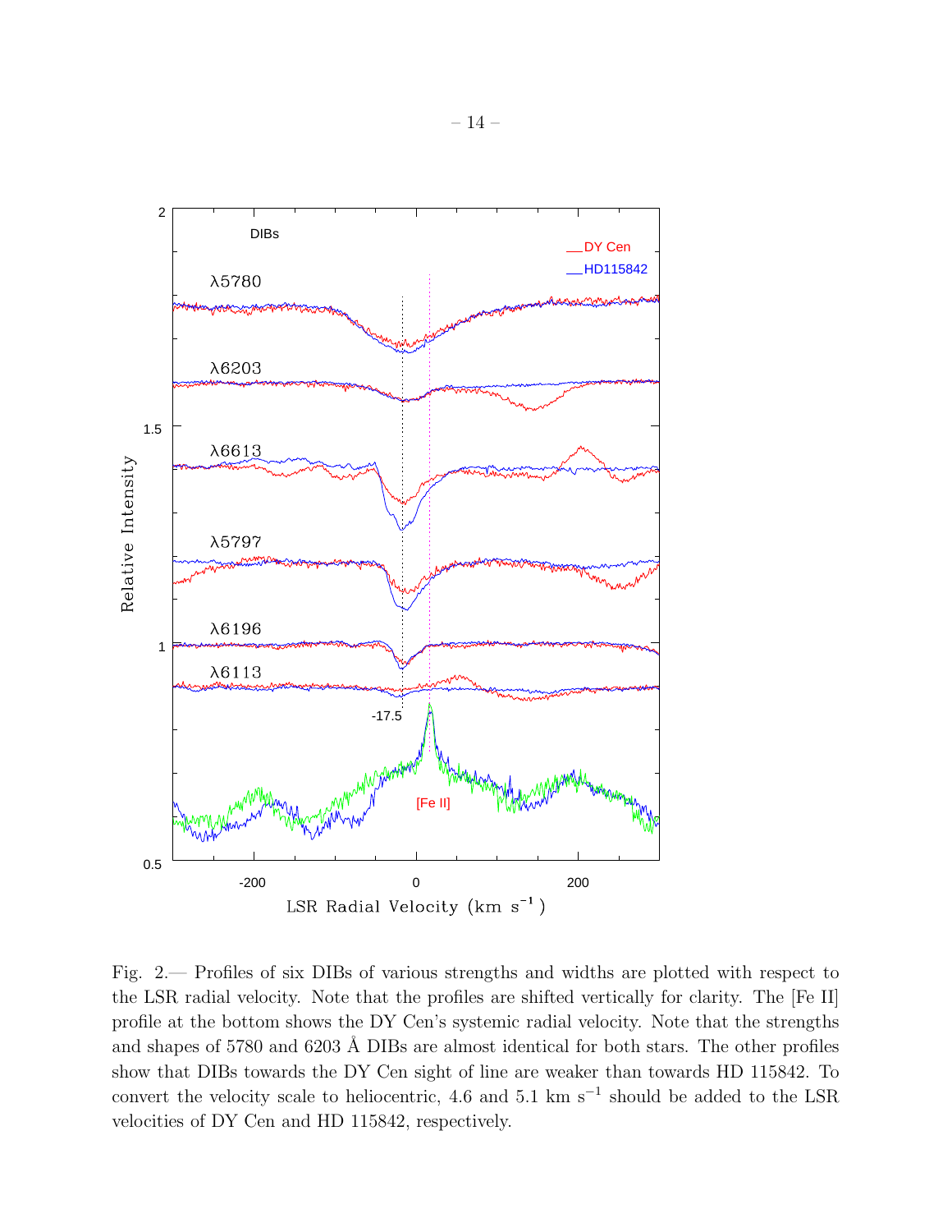Fig. 2.— Profiles of six DIBs of various strengths and widths are plotted with respect to the LSR radial velocity. Note that the profiles are shifted vertically for clarity. The [Fe II] profile at the bottom shows the DY Cen's systemic radial velocity. Note that the strengths and shapes of 5780 and 6203 Å DIBs are almost identical for both stars. The other profiles show that DIBs towards the DY Cen sight of line are weaker than towards HD 115842. To convert the velocity scale to heliocentric, 4.6 and 5.1 km s$^{-1}$ should be added to the LSR velocities of DY Cen and HD 115842, respectively.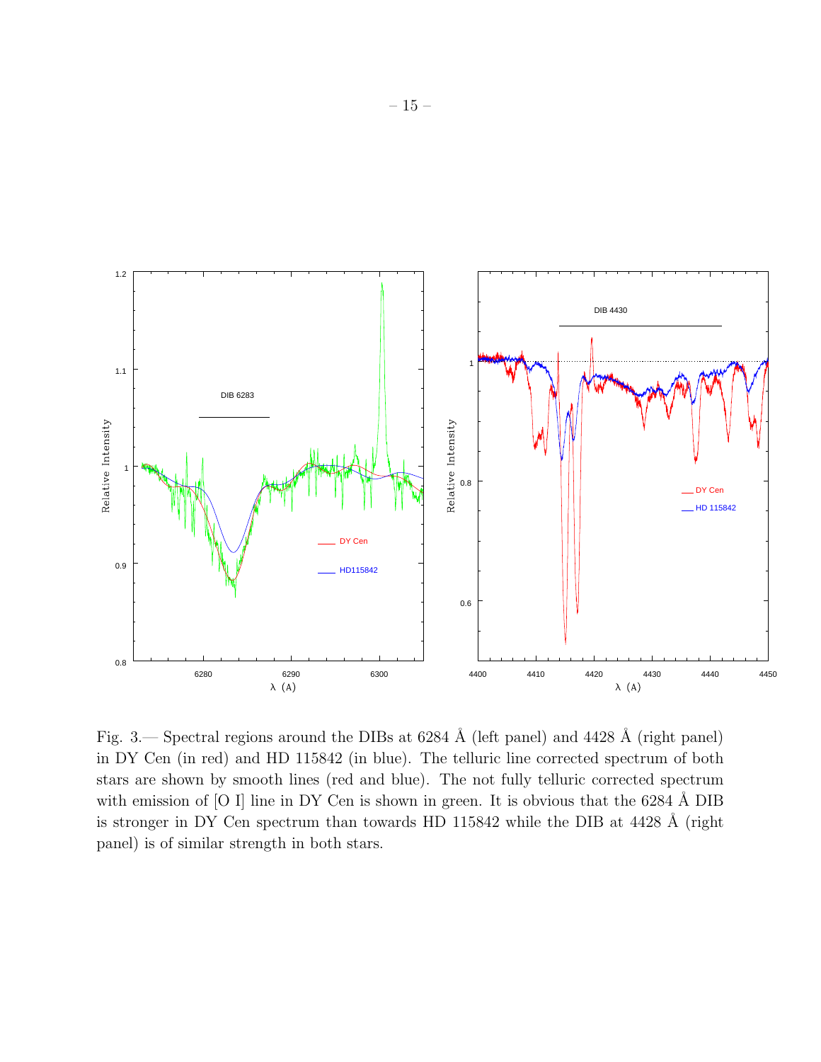DIB 6283

Relative Intensity

DY Cen

HD115842

λ (A)

DIB 4430

Relative Intensity

DY Cen

HD 115842

λ (A)

Fig. 3.— Spectral regions around the DIBs at 6284 Å (left panel) and 4428 Å (right panel) in DY Cen (in red) and HD 115842 (in blue). The telluric line corrected spectrum of both stars are shown by smooth lines (red and blue). The not fully telluric corrected spectrum with emission of [O I] line in DY Cen is shown in green. It is obvious that the 6284 Å DIB is stronger in DY Cen spectrum than towards HD 115842 while the DIB at 4428 Å (right panel) is of similar strength in both stars.